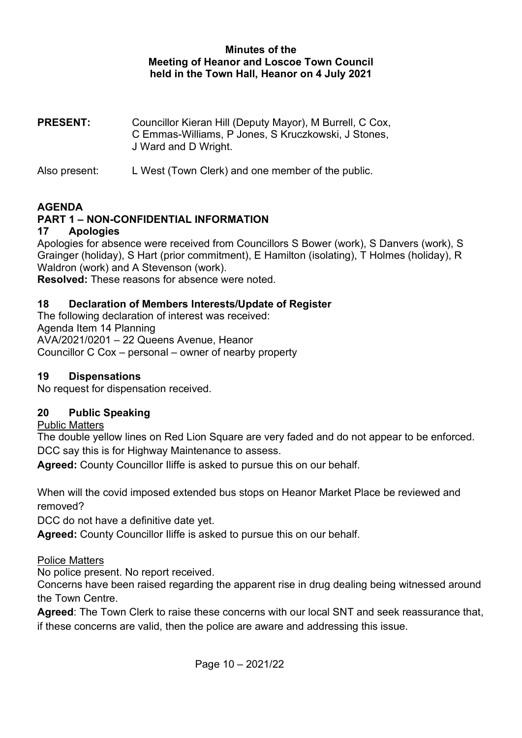**Minutes of the**
**Meeting of Heanor and Loscoe Town Council**
**held in the Town Hall, Heanor on 4 July 2021**

**PRESENT:** Councillor Kieran Hill (Deputy Mayor), M Burrell, C Cox, C Emmas-Williams, P Jones, S Kruczkowski, J Stones, J Ward and D Wright.

Also present: L West (Town Clerk) and one member of the public.

## AGENDA

## PART 1 – NON-CONFIDENTIAL INFORMATION

### 17 Apologies

Apologies for absence were received from Councillors S Bower (work), S Danvers (work), S Grainger (holiday), S Hart (prior commitment), E Hamilton (isolating), T Holmes (holiday), R Waldron (work) and A Stevenson (work).

**Resolved:** These reasons for absence were noted.

### 18 Declaration of Members Interests/Update of Register

The following declaration of interest was received:
Agenda Item 14 Planning
AVA/2021/0201 – 22 Queens Avenue, Heanor
Councillor C Cox – personal – owner of nearby property

### 19 Dispensations

No request for dispensation received.

### 20 Public Speaking

Public Matters

The double yellow lines on Red Lion Square are very faded and do not appear to be enforced. DCC say this is for Highway Maintenance to assess.

**Agreed:** County Councillor Iliffe is asked to pursue this on our behalf.

When will the covid imposed extended bus stops on Heanor Market Place be reviewed and removed?

DCC do not have a definitive date yet.

**Agreed:** County Councillor Iliffe is asked to pursue this on our behalf.

Police Matters

No police present. No report received.

Concerns have been raised regarding the apparent rise in drug dealing being witnessed around the Town Centre.

**Agreed**: The Town Clerk to raise these concerns with our local SNT and seek reassurance that, if these concerns are valid, then the police are aware and addressing this issue.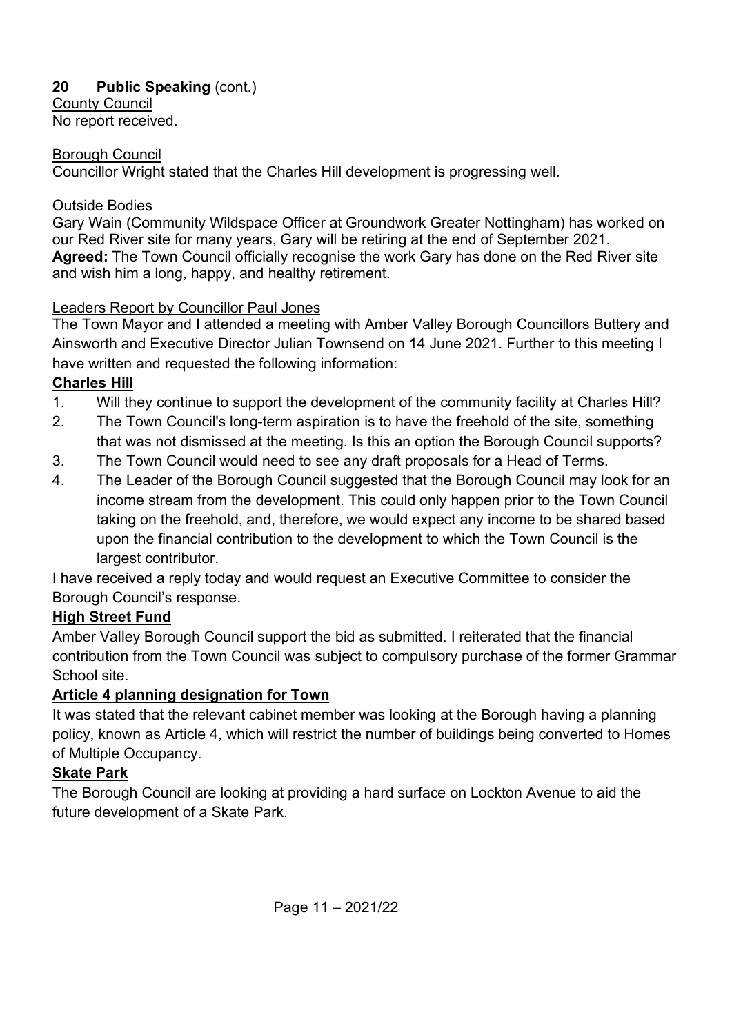## 20 Public Speaking (cont.)

County Council

No report received.

Borough Council

Councillor Wright stated that the Charles Hill development is progressing well.

Outside Bodies

Gary Wain (Community Wildspace Officer at Groundwork Greater Nottingham) has worked on our Red River site for many years, Gary will be retiring at the end of September 2021.

**Agreed:** The Town Council officially recognise the work Gary has done on the Red River site and wish him a long, happy, and healthy retirement.

Leaders Report by Councillor Paul Jones

The Town Mayor and I attended a meeting with Amber Valley Borough Councillors Buttery and Ainsworth and Executive Director Julian Townsend on 14 June 2021. Further to this meeting I have written and requested the following information:

**Charles Hill**

1. Will they continue to support the development of the community facility at Charles Hill?
2. The Town Council's long-term aspiration is to have the freehold of the site, something that was not dismissed at the meeting. Is this an option the Borough Council supports?
3. The Town Council would need to see any draft proposals for a Head of Terms.
4. The Leader of the Borough Council suggested that the Borough Council may look for an income stream from the development. This could only happen prior to the Town Council taking on the freehold, and, therefore, we would expect any income to be shared based upon the financial contribution to the development to which the Town Council is the largest contributor.

I have received a reply today and would request an Executive Committee to consider the Borough Council's response.

**High Street Fund**

Amber Valley Borough Council support the bid as submitted. I reiterated that the financial contribution from the Town Council was subject to compulsory purchase of the former Grammar School site.

**Article 4 planning designation for Town**

It was stated that the relevant cabinet member was looking at the Borough having a planning policy, known as Article 4, which will restrict the number of buildings being converted to Homes of Multiple Occupancy.

**Skate Park**

The Borough Council are looking at providing a hard surface on Lockton Avenue to aid the future development of a Skate Park.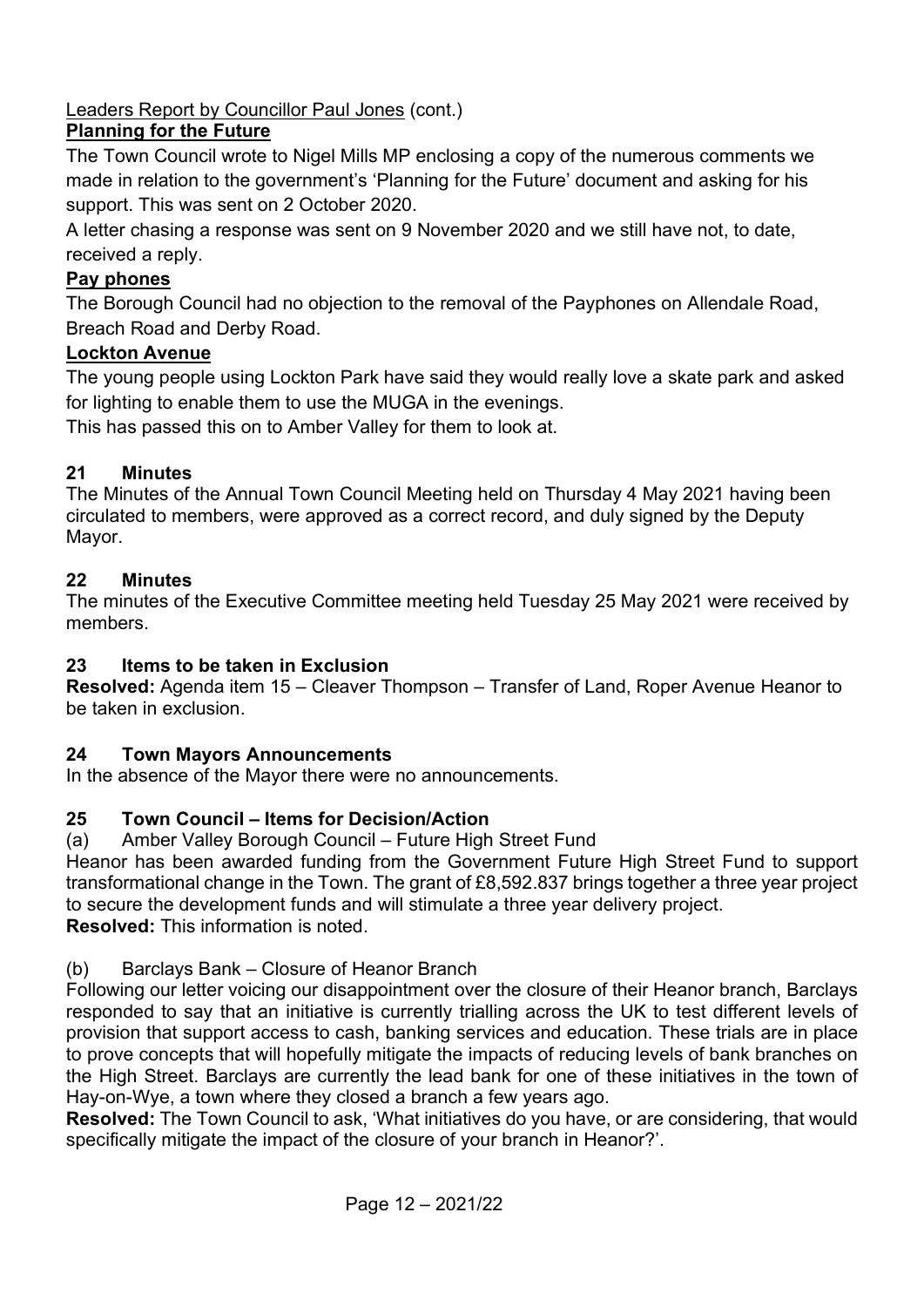Leaders Report by Councillor Paul Jones (cont.)

**Planning for the Future**

The Town Council wrote to Nigel Mills MP enclosing a copy of the numerous comments we made in relation to the government's 'Planning for the Future' document and asking for his support. This was sent on 2 October 2020.

A letter chasing a response was sent on 9 November 2020 and we still have not, to date, received a reply.

**Pay phones**

The Borough Council had no objection to the removal of the Payphones on Allendale Road, Breach Road and Derby Road.

**Lockton Avenue**

The young people using Lockton Park have said they would really love a skate park and asked for lighting to enable them to use the MUGA in the evenings.

This has passed this on to Amber Valley for them to look at.

## 21 Minutes

The Minutes of the Annual Town Council Meeting held on Thursday 4 May 2021 having been circulated to members, were approved as a correct record, and duly signed by the Deputy Mayor.

## 22 Minutes

The minutes of the Executive Committee meeting held Tuesday 25 May 2021 were received by members.

## 23 Items to be taken in Exclusion

**Resolved:** Agenda item 15 – Cleaver Thompson – Transfer of Land, Roper Avenue Heanor to be taken in exclusion.

## 24 Town Mayors Announcements

In the absence of the Mayor there were no announcements.

## 25 Town Council – Items for Decision/Action

(a) Amber Valley Borough Council – Future High Street Fund

Heanor has been awarded funding from the Government Future High Street Fund to support transformational change in the Town. The grant of £8,592.837 brings together a three year project to secure the development funds and will stimulate a three year delivery project.

**Resolved:** This information is noted.

(b) Barclays Bank – Closure of Heanor Branch

Following our letter voicing our disappointment over the closure of their Heanor branch, Barclays responded to say that an initiative is currently trialling across the UK to test different levels of provision that support access to cash, banking services and education. These trials are in place to prove concepts that will hopefully mitigate the impacts of reducing levels of bank branches on the High Street. Barclays are currently the lead bank for one of these initiatives in the town of Hay-on-Wye, a town where they closed a branch a few years ago.

**Resolved:** The Town Council to ask, 'What initiatives do you have, or are considering, that would specifically mitigate the impact of the closure of your branch in Heanor?'.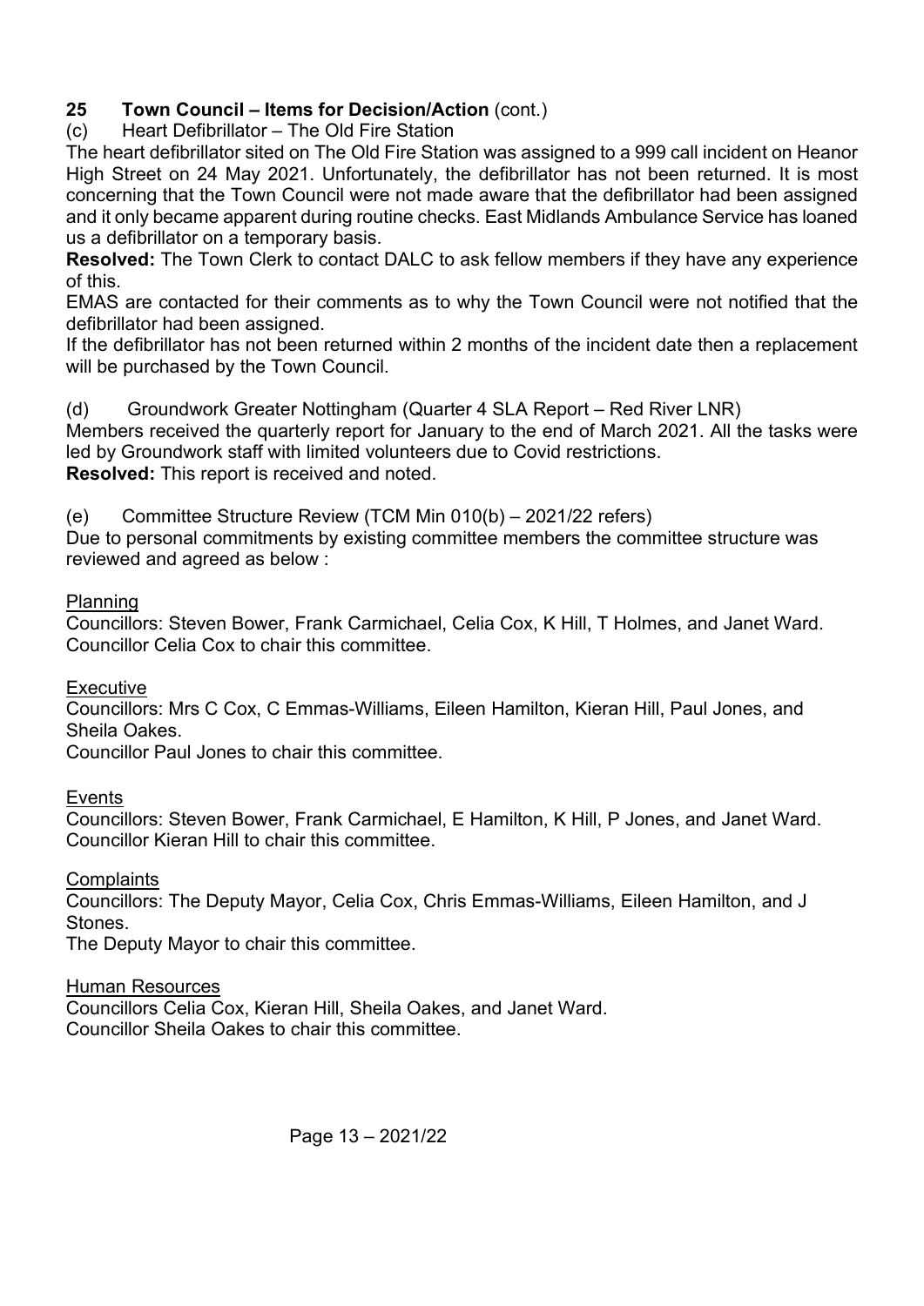## 25 Town Council – Items for Decision/Action (cont.)

(c) Heart Defibrillator – The Old Fire Station

The heart defibrillator sited on The Old Fire Station was assigned to a 999 call incident on Heanor High Street on 24 May 2021. Unfortunately, the defibrillator has not been returned. It is most concerning that the Town Council were not made aware that the defibrillator had been assigned and it only became apparent during routine checks. East Midlands Ambulance Service has loaned us a defibrillator on a temporary basis.

**Resolved:** The Town Clerk to contact DALC to ask fellow members if they have any experience of this.

EMAS are contacted for their comments as to why the Town Council were not notified that the defibrillator had been assigned.

If the defibrillator has not been returned within 2 months of the incident date then a replacement will be purchased by the Town Council.

(d) Groundwork Greater Nottingham (Quarter 4 SLA Report – Red River LNR)

Members received the quarterly report for January to the end of March 2021. All the tasks were led by Groundwork staff with limited volunteers due to Covid restrictions.

**Resolved:** This report is received and noted.

(e) Committee Structure Review (TCM Min 010(b) – 2021/22 refers)

Due to personal commitments by existing committee members the committee structure was reviewed and agreed as below :

<u>Planning</u>

Councillors: Steven Bower, Frank Carmichael, Celia Cox, K Hill, T Holmes, and Janet Ward.
Councillor Celia Cox to chair this committee.

<u>Executive</u>

Councillors: Mrs C Cox, C Emmas-Williams, Eileen Hamilton, Kieran Hill, Paul Jones, and Sheila Oakes.
Councillor Paul Jones to chair this committee.

<u>Events</u>

Councillors: Steven Bower, Frank Carmichael, E Hamilton, K Hill, P Jones, and Janet Ward.
Councillor Kieran Hill to chair this committee.

<u>Complaints</u>

Councillors: The Deputy Mayor, Celia Cox, Chris Emmas-Williams, Eileen Hamilton, and J Stones.
The Deputy Mayor to chair this committee.

<u>Human Resources</u>

Councillors Celia Cox, Kieran Hill, Sheila Oakes, and Janet Ward.
Councillor Sheila Oakes to chair this committee.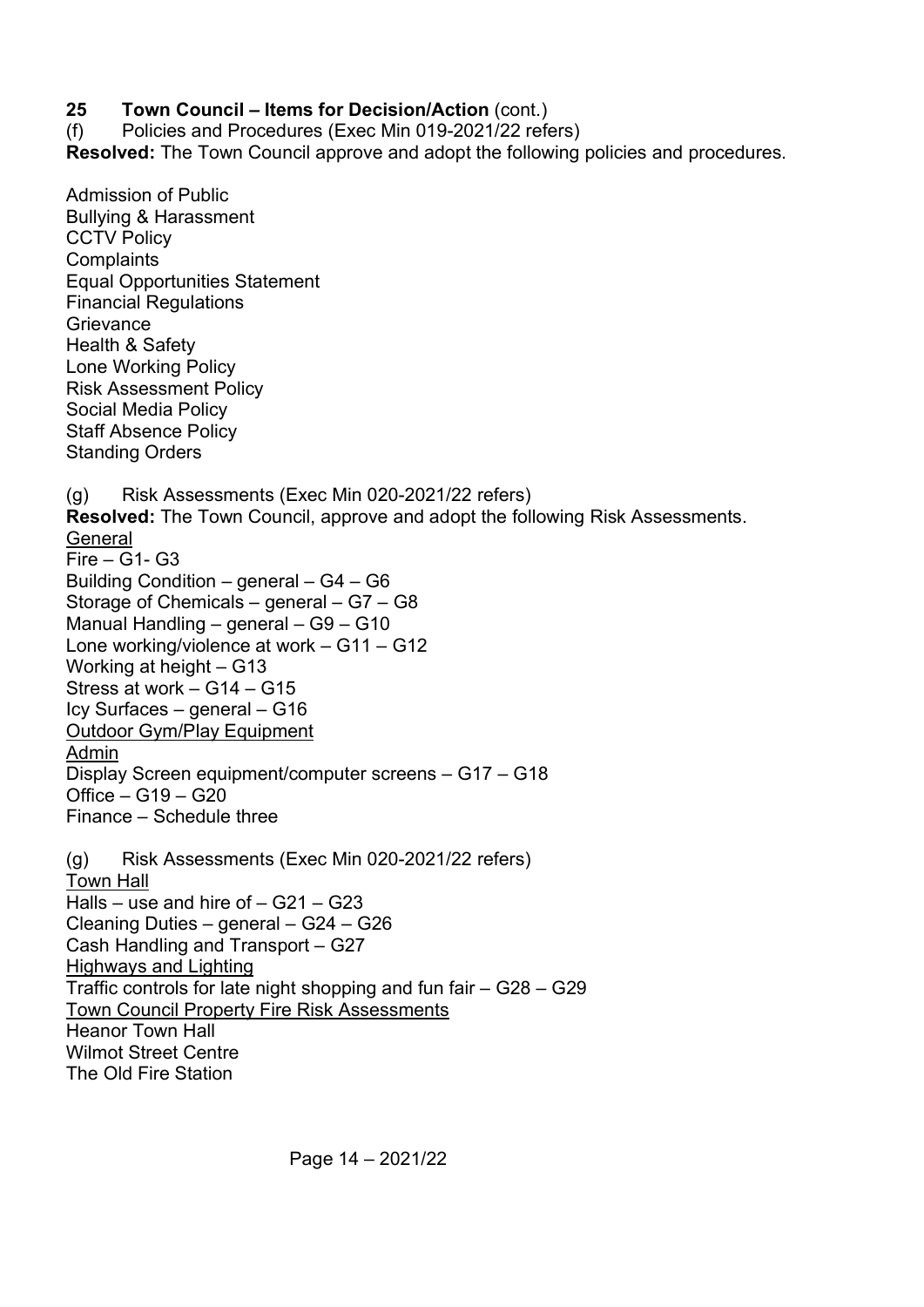**25 Town Council – Items for Decision/Action** (cont.)

(f) Policies and Procedures (Exec Min 019-2021/22 refers)

**Resolved:** The Town Council approve and adopt the following policies and procedures.

Admission of Public
Bullying & Harassment
CCTV Policy
Complaints
Equal Opportunities Statement
Financial Regulations
Grievance
Health & Safety
Lone Working Policy
Risk Assessment Policy
Social Media Policy
Staff Absence Policy
Standing Orders

(g) Risk Assessments (Exec Min 020-2021/22 refers)

**Resolved:** The Town Council, approve and adopt the following Risk Assessments.

<u>General</u>
Fire – G1- G3
Building Condition – general – G4 – G6
Storage of Chemicals – general – G7 – G8
Manual Handling – general – G9 – G10
Lone working/violence at work – G11 – G12
Working at height – G13
Stress at work – G14 – G15
Icy Surfaces – general – G16
<u>Outdoor Gym/Play Equipment</u>
<u>Admin</u>
Display Screen equipment/computer screens – G17 – G18
Office – G19 – G20
Finance – Schedule three

(g) Risk Assessments (Exec Min 020-2021/22 refers)

<u>Town Hall</u>
Halls – use and hire of – G21 – G23
Cleaning Duties – general – G24 – G26
Cash Handling and Transport – G27
<u>Highways and Lighting</u>
Traffic controls for late night shopping and fun fair – G28 – G29
<u>Town Council Property Fire Risk Assessments</u>
Heanor Town Hall
Wilmot Street Centre
The Old Fire Station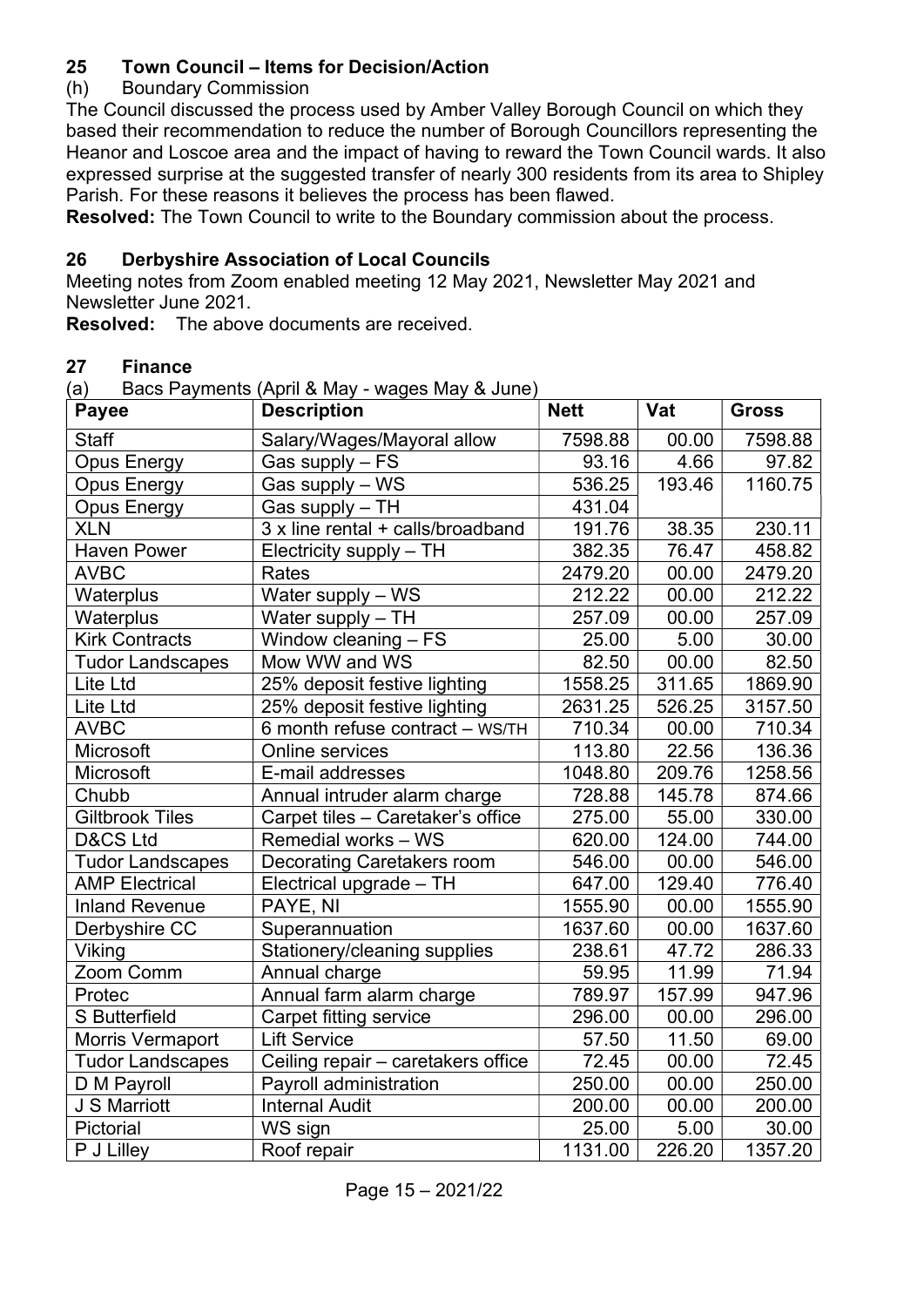## 25 Town Council – Items for Decision/Action

(h) Boundary Commission

The Council discussed the process used by Amber Valley Borough Council on which they based their recommendation to reduce the number of Borough Councillors representing the Heanor and Loscoe area and the impact of having to reward the Town Council wards. It also expressed surprise at the suggested transfer of nearly 300 residents from its area to Shipley Parish. For these reasons it believes the process has been flawed.

**Resolved:** The Town Council to write to the Boundary commission about the process.

## 26 Derbyshire Association of Local Councils

Meeting notes from Zoom enabled meeting 12 May 2021, Newsletter May 2021 and Newsletter June 2021.

**Resolved:** The above documents are received.

## 27 Finance

(a) Bacs Payments (April & May - wages May & June)

| Payee | Description | Nett | Vat | Gross |
|---|---|---|---|---|
| Staff | Salary/Wages/Mayoral allow | 7598.88 | 00.00 | 7598.88 |
| Opus Energy | Gas supply – FS | 93.16 | 4.66 | 97.82 |
| Opus Energy | Gas supply – WS | 536.25 | 193.46 | 1160.75 |
| Opus Energy | Gas supply – TH | 431.04 | | |
| XLN | 3 x line rental + calls/broadband | 191.76 | 38.35 | 230.11 |
| Haven Power | Electricity supply – TH | 382.35 | 76.47 | 458.82 |
| AVBC | Rates | 2479.20 | 00.00 | 2479.20 |
| Waterplus | Water supply – WS | 212.22 | 00.00 | 212.22 |
| Waterplus | Water supply – TH | 257.09 | 00.00 | 257.09 |
| Kirk Contracts | Window cleaning – FS | 25.00 | 5.00 | 30.00 |
| Tudor Landscapes | Mow WW and WS | 82.50 | 00.00 | 82.50 |
| Lite Ltd | 25% deposit festive lighting | 1558.25 | 311.65 | 1869.90 |
| Lite Ltd | 25% deposit festive lighting | 2631.25 | 526.25 | 3157.50 |
| AVBC | 6 month refuse contract – WS/TH | 710.34 | 00.00 | 710.34 |
| Microsoft | Online services | 113.80 | 22.56 | 136.36 |
| Microsoft | E-mail addresses | 1048.80 | 209.76 | 1258.56 |
| Chubb | Annual intruder alarm charge | 728.88 | 145.78 | 874.66 |
| Giltbrook Tiles | Carpet tiles – Caretaker's office | 275.00 | 55.00 | 330.00 |
| D&CS Ltd | Remedial works – WS | 620.00 | 124.00 | 744.00 |
| Tudor Landscapes | Decorating Caretakers room | 546.00 | 00.00 | 546.00 |
| AMP Electrical | Electrical upgrade – TH | 647.00 | 129.40 | 776.40 |
| Inland Revenue | PAYE, NI | 1555.90 | 00.00 | 1555.90 |
| Derbyshire CC | Superannuation | 1637.60 | 00.00 | 1637.60 |
| Viking | Stationery/cleaning supplies | 238.61 | 47.72 | 286.33 |
| Zoom Comm | Annual charge | 59.95 | 11.99 | 71.94 |
| Protec | Annual farm alarm charge | 789.97 | 157.99 | 947.96 |
| S Butterfield | Carpet fitting service | 296.00 | 00.00 | 296.00 |
| Morris Vermaport | Lift Service | 57.50 | 11.50 | 69.00 |
| Tudor Landscapes | Ceiling repair – caretakers office | 72.45 | 00.00 | 72.45 |
| D M Payroll | Payroll administration | 250.00 | 00.00 | 250.00 |
| J S Marriott | Internal Audit | 200.00 | 00.00 | 200.00 |
| Pictorial | WS sign | 25.00 | 5.00 | 30.00 |
| P J Lilley | Roof repair | 1131.00 | 226.20 | 1357.20 |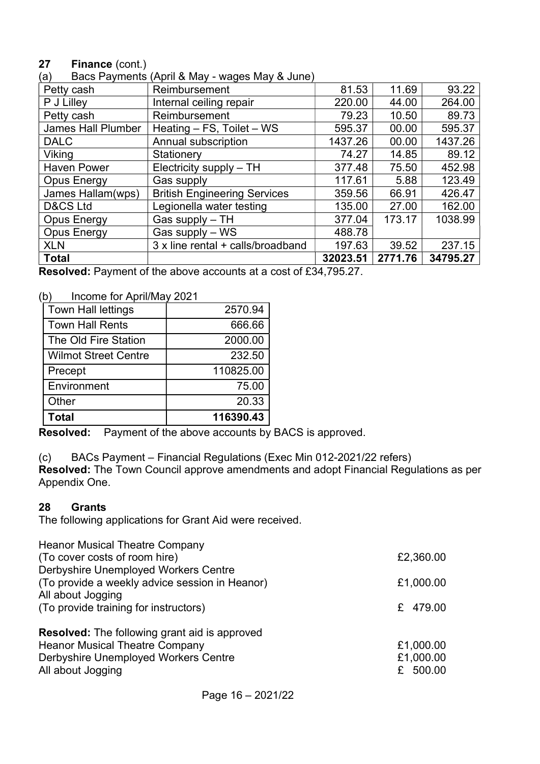## 27 Finance (cont.)

(a) Bacs Payments (April & May - wages May & June)

| Petty cash | Reimbursement | 81.53 | 11.69 | 93.22 |
|---|---|---|---|---|
| P J Lilley | Internal ceiling repair | 220.00 | 44.00 | 264.00 |
| Petty cash | Reimbursement | 79.23 | 10.50 | 89.73 |
| James Hall Plumber | Heating – FS, Toilet – WS | 595.37 | 00.00 | 595.37 |
| DALC | Annual subscription | 1437.26 | 00.00 | 1437.26 |
| Viking | Stationery | 74.27 | 14.85 | 89.12 |
| Haven Power | Electricity supply – TH | 377.48 | 75.50 | 452.98 |
| Opus Energy | Gas supply | 117.61 | 5.88 | 123.49 |
| James Hallam(wps) | British Engineering Services | 359.56 | 66.91 | 426.47 |
| D&CS Ltd | Legionella water testing | 135.00 | 27.00 | 162.00 |
| Opus Energy | Gas supply – TH | 377.04 | 173.17 | 1038.99 |
| Opus Energy | Gas supply – WS | 488.78 | | |
| XLN | 3 x line rental + calls/broadband | 197.63 | 39.52 | 237.15 |
| **Total** | | **32023.51** | **2771.76** | **34795.27** |

**Resolved:** Payment of the above accounts at a cost of £34,795.27.

(b) Income for April/May 2021

| Town Hall lettings | 2570.94 |
|---|---|
| Town Hall Rents | 666.66 |
| The Old Fire Station | 2000.00 |
| Wilmot Street Centre | 232.50 |
| Precept | 110825.00 |
| Environment | 75.00 |
| Other | 20.33 |
| **Total** | **116390.43** |

**Resolved:** Payment of the above accounts by BACS is approved.

(c) BACs Payment – Financial Regulations (Exec Min 012-2021/22 refers)

**Resolved:** The Town Council approve amendments and adopt Financial Regulations as per Appendix One.

## 28 Grants

The following applications for Grant Aid were received.

Heanor Musical Theatre Company
(To cover costs of room hire) £2,360.00

Derbyshire Unemployed Workers Centre
(To provide a weekly advice session in Heanor) £1,000.00

All about Jogging
(To provide training for instructors) £ 479.00

**Resolved:** The following grant aid is approved

Heanor Musical Theatre Company £1,000.00

Derbyshire Unemployed Workers Centre £1,000.00

All about Jogging £ 500.00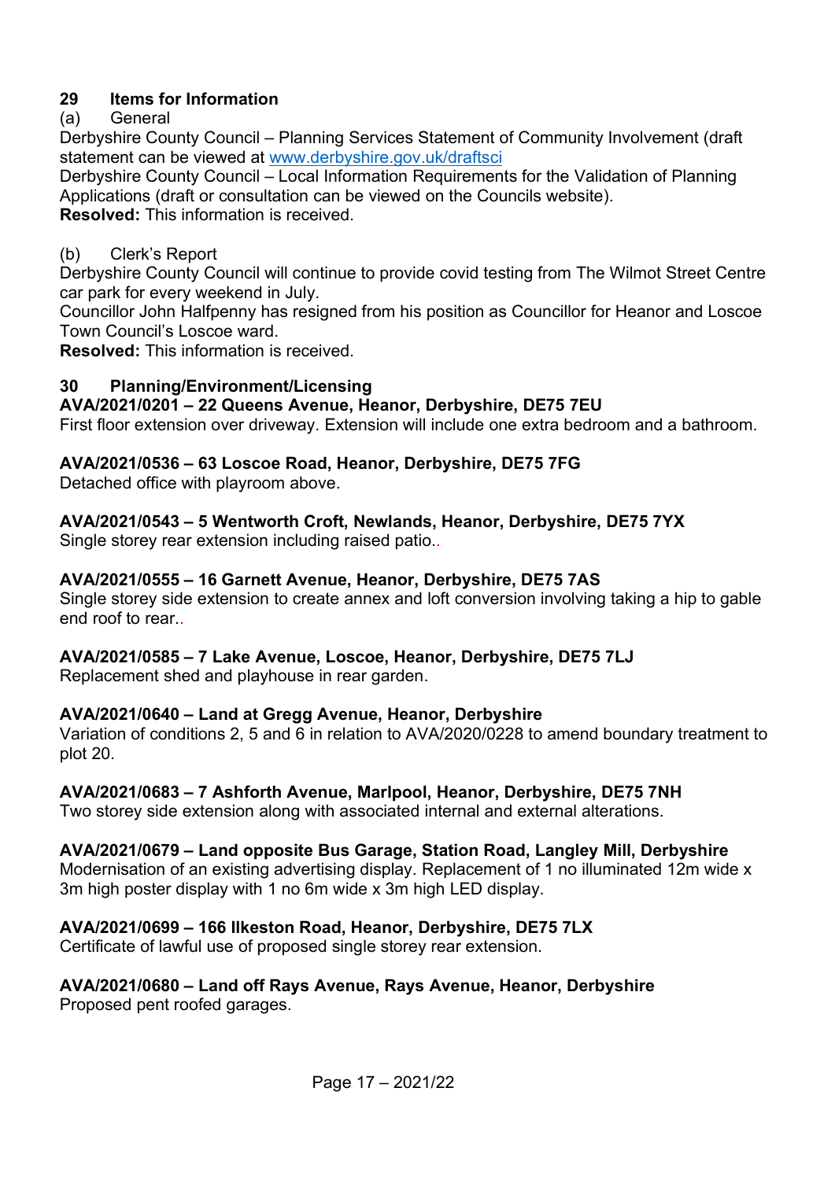## 29 Items for Information

(a) General

Derbyshire County Council – Planning Services Statement of Community Involvement (draft statement can be viewed at www.derbyshire.gov.uk/draftsci

Derbyshire County Council – Local Information Requirements for the Validation of Planning Applications (draft or consultation can be viewed on the Councils website).

**Resolved:** This information is received.

(b) Clerk's Report

Derbyshire County Council will continue to provide covid testing from The Wilmot Street Centre car park for every weekend in July.

Councillor John Halfpenny has resigned from his position as Councillor for Heanor and Loscoe Town Council's Loscoe ward.

**Resolved:** This information is received.

## 30 Planning/Environment/Licensing

**AVA/2021/0201 – 22 Queens Avenue, Heanor, Derbyshire, DE75 7EU**

First floor extension over driveway. Extension will include one extra bedroom and a bathroom.

**AVA/2021/0536 – 63 Loscoe Road, Heanor, Derbyshire, DE75 7FG**

Detached office with playroom above.

**AVA/2021/0543 – 5 Wentworth Croft, Newlands, Heanor, Derbyshire, DE75 7YX**

Single storey rear extension including raised patio..

**AVA/2021/0555 – 16 Garnett Avenue, Heanor, Derbyshire, DE75 7AS**

Single storey side extension to create annex and loft conversion involving taking a hip to gable end roof to rear..

**AVA/2021/0585 – 7 Lake Avenue, Loscoe, Heanor, Derbyshire, DE75 7LJ**

Replacement shed and playhouse in rear garden.

**AVA/2021/0640 – Land at Gregg Avenue, Heanor, Derbyshire**

Variation of conditions 2, 5 and 6 in relation to AVA/2020/0228 to amend boundary treatment to plot 20.

**AVA/2021/0683 – 7 Ashforth Avenue, Marlpool, Heanor, Derbyshire, DE75 7NH**

Two storey side extension along with associated internal and external alterations.

**AVA/2021/0679 – Land opposite Bus Garage, Station Road, Langley Mill, Derbyshire**

Modernisation of an existing advertising display. Replacement of 1 no illuminated 12m wide x 3m high poster display with 1 no 6m wide x 3m high LED display.

**AVA/2021/0699 – 166 Ilkeston Road, Heanor, Derbyshire, DE75 7LX**

Certificate of lawful use of proposed single storey rear extension.

**AVA/2021/0680 – Land off Rays Avenue, Rays Avenue, Heanor, Derbyshire**

Proposed pent roofed garages.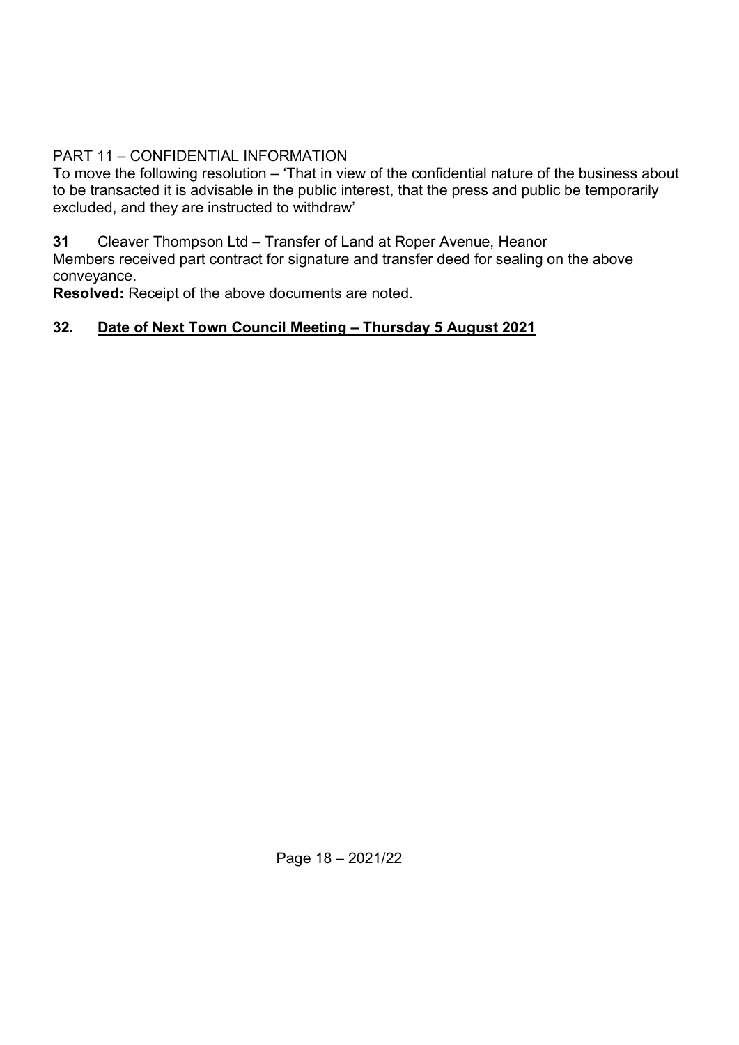PART 11 – CONFIDENTIAL INFORMATION

To move the following resolution – 'That in view of the confidential nature of the business about to be transacted it is advisable in the public interest, that the press and public be temporarily excluded, and they are instructed to withdraw'

**31** Cleaver Thompson Ltd – Transfer of Land at Roper Avenue, Heanor

Members received part contract for signature and transfer deed for sealing on the above conveyance.

**Resolved:** Receipt of the above documents are noted.

**32. <u>Date of Next Town Council Meeting – Thursday 5 August 2021</u>**